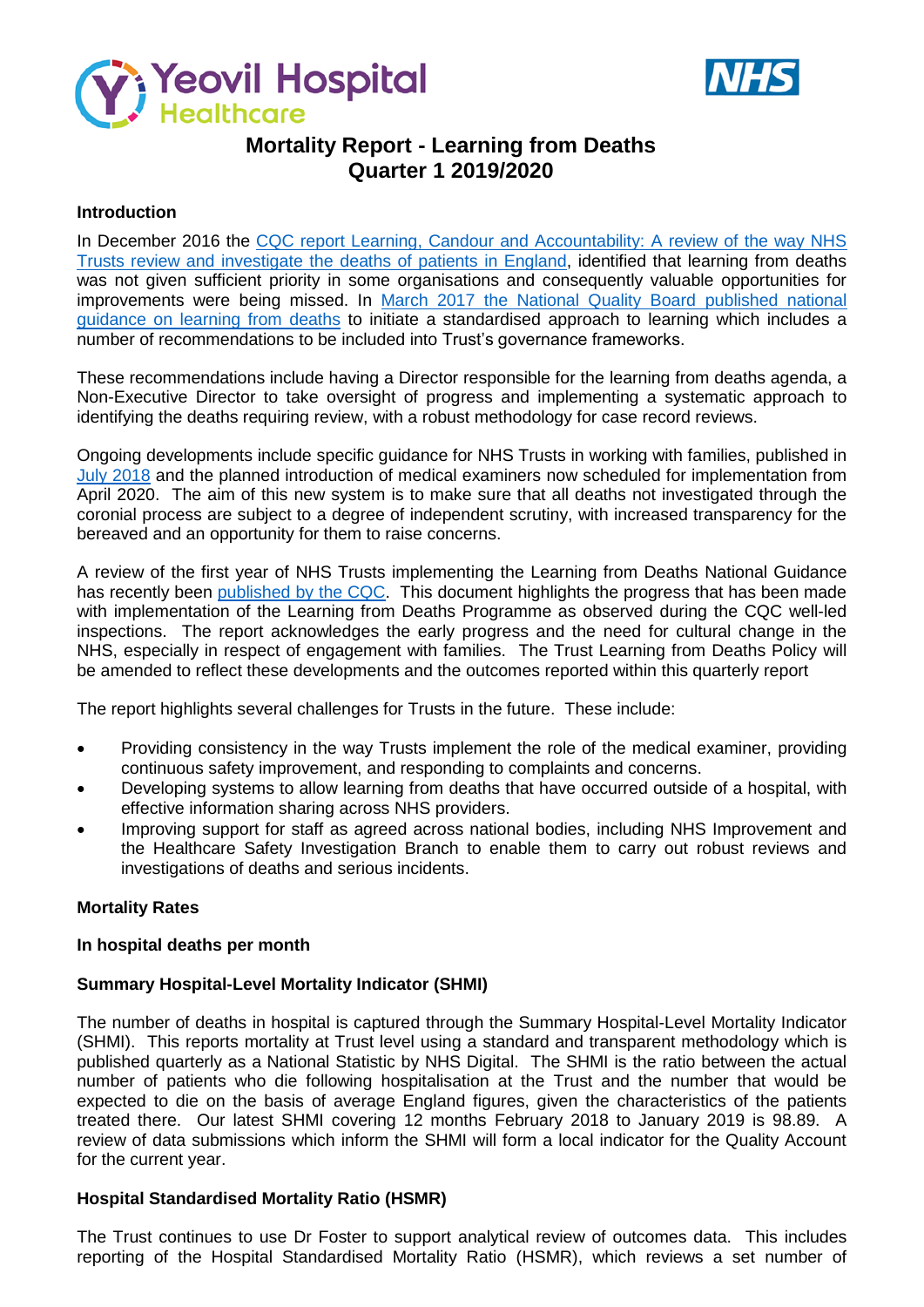# Mortality Report - Learning from Deaths Quarter 1 2019/2020

## Introduction

In December 2016 the CQC report Learning, Candour and Accountability: A review of the way NHS Trusts review and investigate the deaths of patients in England, identified that learning from deaths was not given sufficient priority in some organisations and consequently valuable opportunities for improvements were being missed. In March 2017 the National Quality Board published national guidance on learning from deaths to initiate a standardised approach to learning which includes a number of recommendations to be included into Trust's governance frameworks.

These recommendations include having a Director responsible for the learning from deaths agenda, a Non-Executive Director to take oversight of progress and implementing a systematic approach to identifying the deaths requiring review, with a robust methodology for case record reviews.

Ongoing developments include specific guidance for NHS Trusts in working with families, published in July 2018 and the planned introduction of medical examiners now scheduled for implementation from April 2020. The aim of this new system is to make sure that all deaths not investigated through the coronial process are subject to a degree of independent scrutiny, with increased transparency for the bereaved and an opportunity for them to raise concerns.

A review of the first year of NHS Trusts implementing the Learning from Deaths National Guidance has recently been published by the CQC. This document highlights the progress that has been made with implementation of the Learning from Deaths Programme as observed during the CQC well-led inspections. The report acknowledges the early progress and the need for cultural change in the NHS, especially in respect of engagement with families. The Trust Learning from Deaths Policy will be amended to reflect these developments and the outcomes reported within this quarterly report

The report highlights several challenges for Trusts in the future. These include:

- Providing consistency in the way Trusts implement the role of the medical examiner, providing continuous safety improvement, and responding to complaints and concerns.
- Developing systems to allow learning from deaths that have occurred outside of a hospital, with effective information sharing across NHS providers.
- Improving support for staff as agreed across national bodies, including NHS Improvement and the Healthcare Safety Investigation Branch to enable them to carry out robust reviews and investigations of deaths and serious incidents.

## Mortality Rates

### In hospital deaths per month

### Summary Hospital-Level Mortality Indicator (SHMI)

The number of deaths in hospital is captured through the Summary Hospital-Level Mortality Indicator (SHMI). This reports mortality at Trust level using a standard and transparent methodology which is published quarterly as a National Statistic by NHS Digital. The SHMI is the ratio between the actual number of patients who die following hospitalisation at the Trust and the number that would be expected to die on the basis of average England figures, given the characteristics of the patients treated there. Our latest SHMI covering 12 months February 2018 to January 2019 is 98.89. A review of data submissions which inform the SHMI will form a local indicator for the Quality Account for the current year.

### Hospital Standardised Mortality Ratio (HSMR)

The Trust continues to use Dr Foster to support analytical review of outcomes data. This includes reporting of the Hospital Standardised Mortality Ratio (HSMR), which reviews a set number of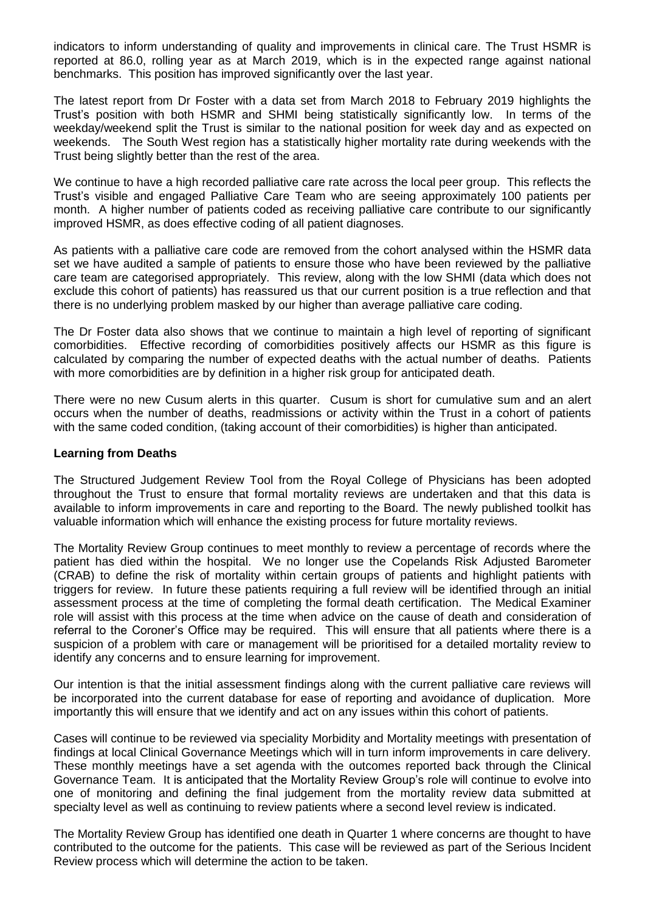indicators to inform understanding of quality and improvements in clinical care. The Trust HSMR is reported at 86.0, rolling year as at March 2019, which is in the expected range against national benchmarks. This position has improved significantly over the last year.

The latest report from Dr Foster with a data set from March 2018 to February 2019 highlights the Trust's position with both HSMR and SHMI being statistically significantly low. In terms of the weekday/weekend split the Trust is similar to the national position for week day and as expected on weekends. The South West region has a statistically higher mortality rate during weekends with the Trust being slightly better than the rest of the area.

We continue to have a high recorded palliative care rate across the local peer group. This reflects the Trust's visible and engaged Palliative Care Team who are seeing approximately 100 patients per month. A higher number of patients coded as receiving palliative care contribute to our significantly improved HSMR, as does effective coding of all patient diagnoses.

As patients with a palliative care code are removed from the cohort analysed within the HSMR data set we have audited a sample of patients to ensure those who have been reviewed by the palliative care team are categorised appropriately. This review, along with the low SHMI (data which does not exclude this cohort of patients) has reassured us that our current position is a true reflection and that there is no underlying problem masked by our higher than average palliative care coding.

The Dr Foster data also shows that we continue to maintain a high level of reporting of significant comorbidities. Effective recording of comorbidities positively affects our HSMR as this figure is calculated by comparing the number of expected deaths with the actual number of deaths. Patients with more comorbidities are by definition in a higher risk group for anticipated death.

There were no new Cusum alerts in this quarter. Cusum is short for cumulative sum and an alert occurs when the number of deaths, readmissions or activity within the Trust in a cohort of patients with the same coded condition, (taking account of their comorbidities) is higher than anticipated.

**Learning from Deaths**

The Structured Judgement Review Tool from the Royal College of Physicians has been adopted throughout the Trust to ensure that formal mortality reviews are undertaken and that this data is available to inform improvements in care and reporting to the Board. The newly published toolkit has valuable information which will enhance the existing process for future mortality reviews.

The Mortality Review Group continues to meet monthly to review a percentage of records where the patient has died within the hospital. We no longer use the Copelands Risk Adjusted Barometer (CRAB) to define the risk of mortality within certain groups of patients and highlight patients with triggers for review. In future these patients requiring a full review will be identified through an initial assessment process at the time of completing the formal death certification. The Medical Examiner role will assist with this process at the time when advice on the cause of death and consideration of referral to the Coroner's Office may be required. This will ensure that all patients where there is a suspicion of a problem with care or management will be prioritised for a detailed mortality review to identify any concerns and to ensure learning for improvement.

Our intention is that the initial assessment findings along with the current palliative care reviews will be incorporated into the current database for ease of reporting and avoidance of duplication. More importantly this will ensure that we identify and act on any issues within this cohort of patients.

Cases will continue to be reviewed via speciality Morbidity and Mortality meetings with presentation of findings at local Clinical Governance Meetings which will in turn inform improvements in care delivery. These monthly meetings have a set agenda with the outcomes reported back through the Clinical Governance Team. It is anticipated that the Mortality Review Group's role will continue to evolve into one of monitoring and defining the final judgement from the mortality review data submitted at specialty level as well as continuing to review patients where a second level review is indicated.

The Mortality Review Group has identified one death in Quarter 1 where concerns are thought to have contributed to the outcome for the patients. This case will be reviewed as part of the Serious Incident Review process which will determine the action to be taken.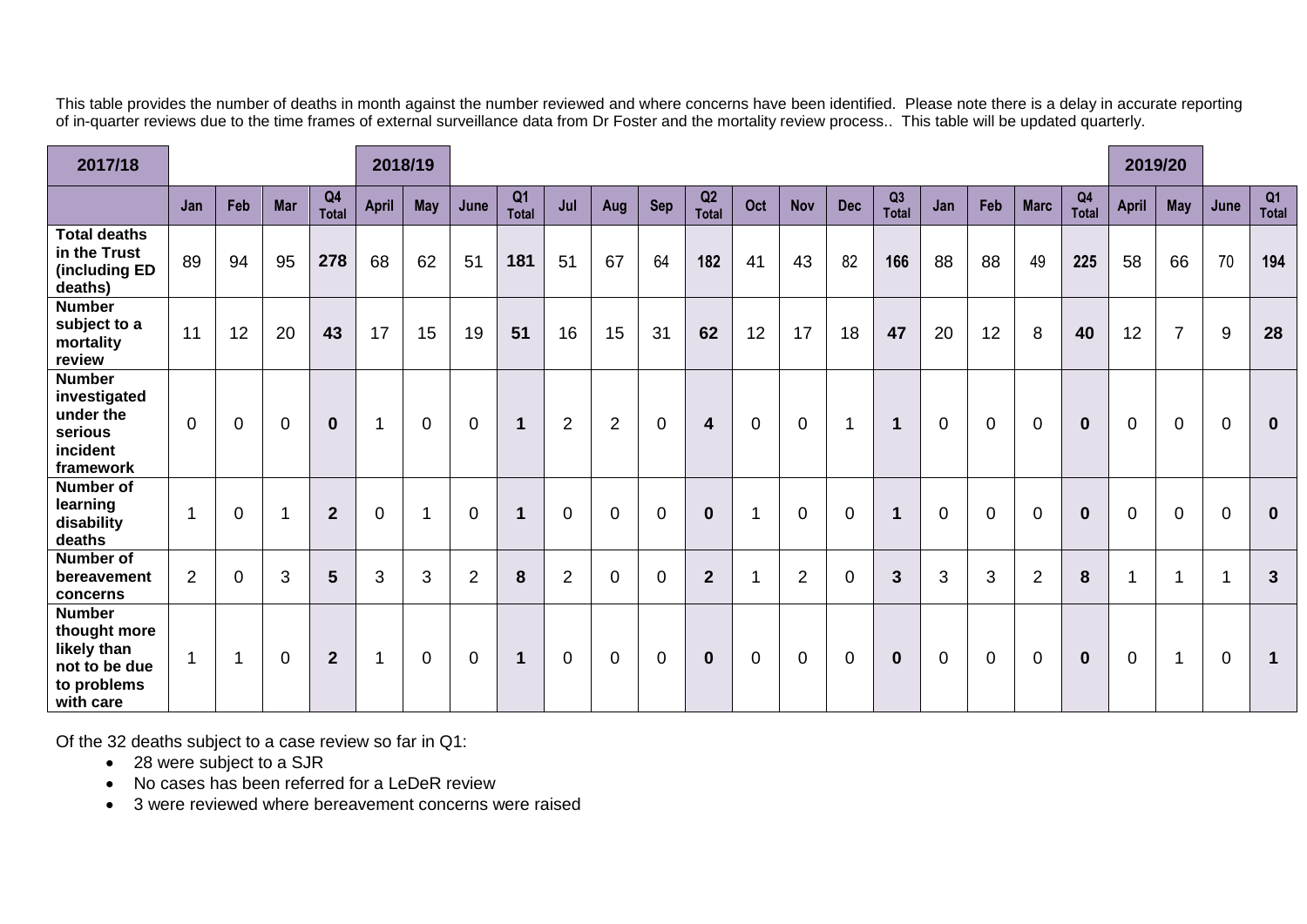This table provides the number of deaths in month against the number reviewed and where concerns have been identified. Please note there is a delay in accurate reporting of in-quarter reviews due to the time frames of external surveillance data from Dr Foster and the mortality review process.. This table will be updated quarterly.

| 2017/18 | | | | | 2018/19 | | | | | | | | | | | | | | | | | 2019/20 | | | |
|---|---|---|---|---|---|---|---|---|---|---|---|---|---|---|---|---|---|---|---|---|---|---|---|---|---|
| | Jan | Feb | Mar | Q4 Total | April | May | June | Q1 Total | Jul | Aug | Sep | Q2 Total | Oct | Nov | Dec | Q3 Total | Jan | Feb | Marc | Q4 Total | April | May | June | Q1 Total |
| **Total deaths in the Trust (including ED deaths)** | 89 | 94 | 95 | **278** | 68 | 62 | 51 | **181** | 51 | 67 | 64 | **182** | 41 | 43 | 82 | **166** | 88 | 88 | 49 | **225** | 58 | 66 | 70 | **194** |
| **Number subject to a mortality review** | 11 | 12 | 20 | **43** | 17 | 15 | 19 | **51** | 16 | 15 | 31 | **62** | 12 | 17 | 18 | **47** | 20 | 12 | 8 | **40** | 12 | 7 | 9 | **28** |
| **Number investigated under the serious incident framework** | 0 | 0 | 0 | **0** | 1 | 0 | 0 | **1** | 2 | 2 | 0 | **4** | 0 | 0 | 1 | **1** | 0 | 0 | 0 | **0** | 0 | 0 | 0 | **0** |
| **Number of learning disability deaths** | 1 | 0 | 1 | **2** | 0 | 1 | 0 | **1** | 0 | 0 | 0 | **0** | 1 | 0 | 0 | **1** | 0 | 0 | 0 | **0** | 0 | 0 | 0 | **0** |
| **Number of bereavement concerns** | 2 | 0 | 3 | **5** | 3 | 3 | 2 | **8** | 2 | 0 | 0 | **2** | 1 | 2 | 0 | **3** | 3 | 3 | 2 | **8** | 1 | 1 | 1 | **3** |
| **Number thought more likely than not to be due to problems with care** | 1 | 1 | 0 | **2** | 1 | 0 | 0 | **1** | 0 | 0 | 0 | **0** | 0 | 0 | 0 | **0** | 0 | 0 | 0 | **0** | 0 | 1 | 0 | **1** |

Of the 32 deaths subject to a case review so far in Q1:

- 28 were subject to a SJR
- No cases has been referred for a LeDeR review
- 3 were reviewed where bereavement concerns were raised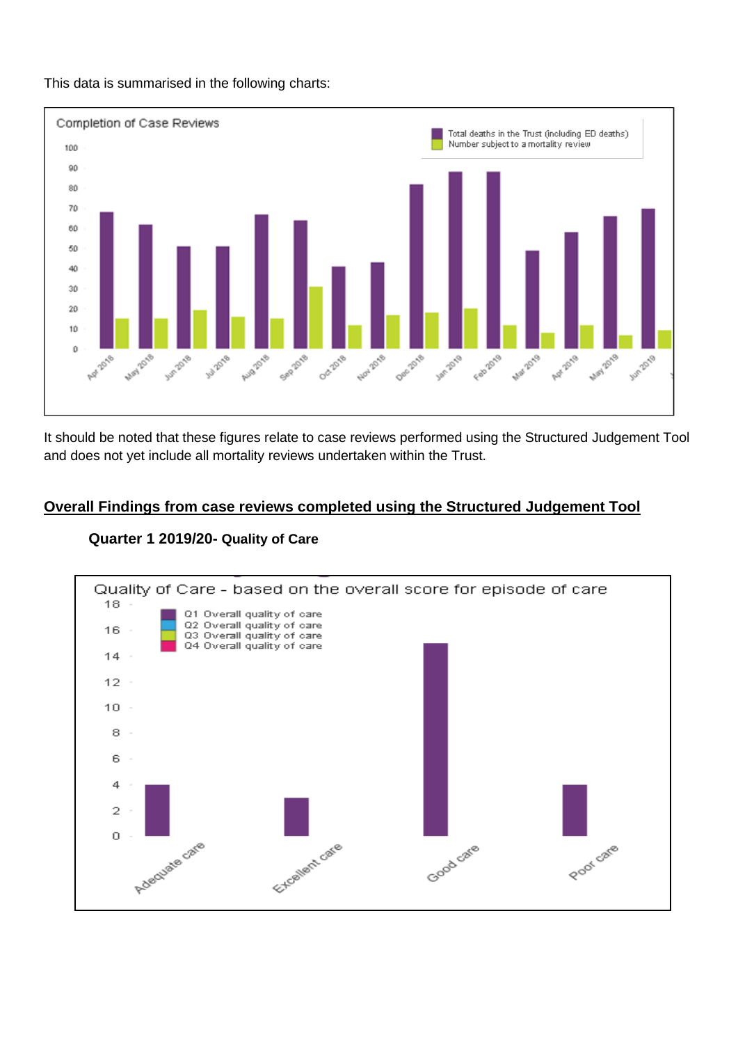This data is summarised in the following charts:

It should be noted that these figures relate to case reviews performed using the Structured Judgement Tool and does not yet include all mortality reviews undertaken within the Trust.

## Overall Findings from case reviews completed using the Structured Judgement Tool

**Quarter 1 2019/20- Quality of Care**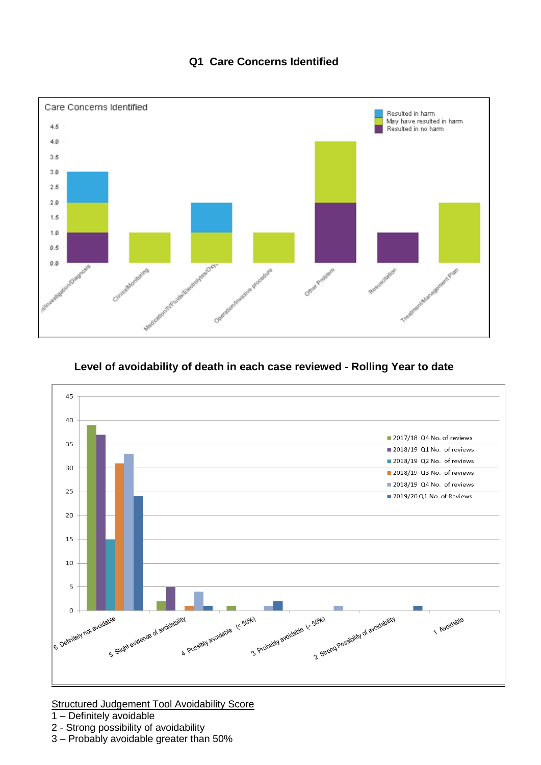### Q1 Care Concerns Identified

Care Concerns Identified

| Category | Resulted in no harm | May have resulted in harm | Resulted in harm |
| --- | --- | --- | --- |
| ...t/Investigation/Diagnosis | 1 | 1 | 1 |
| Clinical Monitoring | | 1 | |
| Medication/IV Fluids/Electrolytes/Oxy... | | 1 | 1 |
| Operation/Invasive procedure | | 1 | |
| Other Problem | 2 | 2 | |
| Resuscitation | 1 | | |
| Treatment/Management Plan | | 2 | |

### Level of avoidability of death in each case reviewed - Rolling Year to date

| Avoidability score | 2017/18 Q4 No. of reviews | 2018/19 Q1 No. of reviews | 2018/19 Q2 No. of reviews | 2018/19 Q3 No. of reviews | 2018/19 Q4 No. of reviews | 2019/20 Q1 No. of Reviews |
| --- | --- | --- | --- | --- | --- | --- |
| 6 Definitely not avoidable | 39 | 37 | 15 | 31 | 33 | 24 |
| 5 Slight evidence of avoidability | 2 | 5 | | 1 | 4 | 1 |
| 4 Possibly avoidable (< 50%) | 1 | | | | 1 | 2 |
| 3 Probably avoidable (> 50%) | | | | | 1 | |
| 2 Strong Possibility of avoidability | | | | | | 1 |
| 1 Avoidable | | | | | | |

Structured Judgement Tool Avoidability Score

1 – Definitely avoidable
2 - Strong possibility of avoidability
3 – Probably avoidable greater than 50%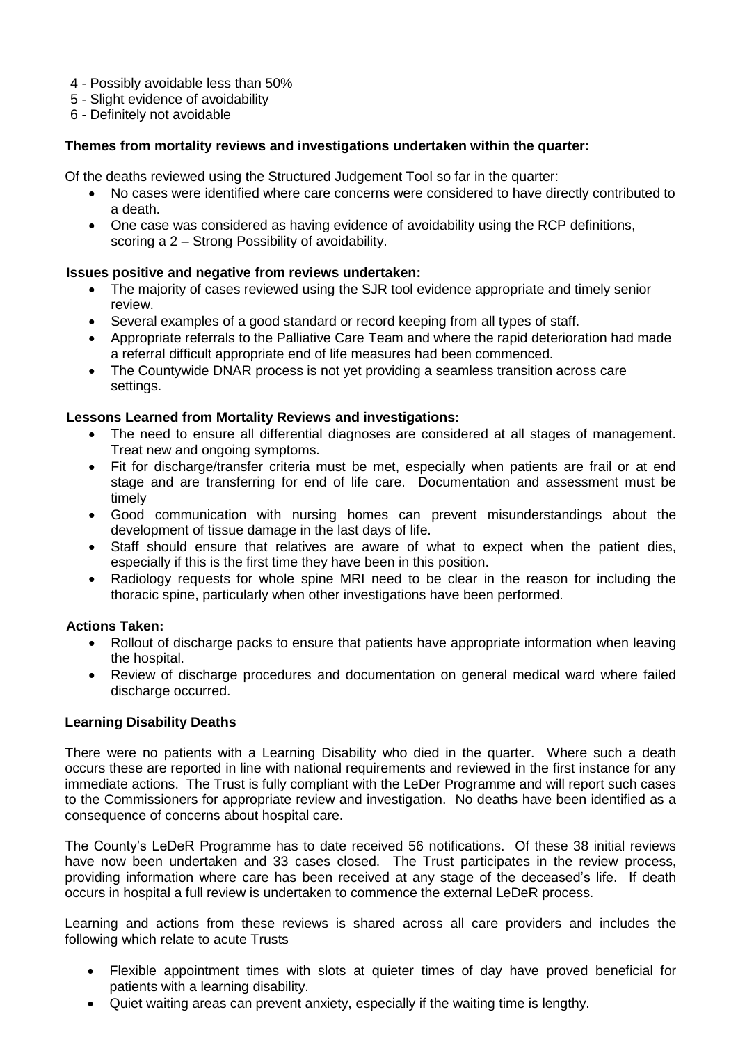4 - Possibly avoidable less than 50%
5 - Slight evidence of avoidability
6 - Definitely not avoidable

**Themes from mortality reviews and investigations undertaken within the quarter:**

Of the deaths reviewed using the Structured Judgement Tool so far in the quarter:

- No cases were identified where care concerns were considered to have directly contributed to a death.
- One case was considered as having evidence of avoidability using the RCP definitions, scoring a 2 – Strong Possibility of avoidability.

**Issues positive and negative from reviews undertaken:**

- The majority of cases reviewed using the SJR tool evidence appropriate and timely senior review.
- Several examples of a good standard or record keeping from all types of staff.
- Appropriate referrals to the Palliative Care Team and where the rapid deterioration had made a referral difficult appropriate end of life measures had been commenced.
- The Countywide DNAR process is not yet providing a seamless transition across care settings.

**Lessons Learned from Mortality Reviews and investigations:**

- The need to ensure all differential diagnoses are considered at all stages of management. Treat new and ongoing symptoms.
- Fit for discharge/transfer criteria must be met, especially when patients are frail or at end stage and are transferring for end of life care. Documentation and assessment must be timely
- Good communication with nursing homes can prevent misunderstandings about the development of tissue damage in the last days of life.
- Staff should ensure that relatives are aware of what to expect when the patient dies, especially if this is the first time they have been in this position.
- Radiology requests for whole spine MRI need to be clear in the reason for including the thoracic spine, particularly when other investigations have been performed.

**Actions Taken:**

- Rollout of discharge packs to ensure that patients have appropriate information when leaving the hospital.
- Review of discharge procedures and documentation on general medical ward where failed discharge occurred.

**Learning Disability Deaths**

There were no patients with a Learning Disability who died in the quarter. Where such a death occurs these are reported in line with national requirements and reviewed in the first instance for any immediate actions. The Trust is fully compliant with the LeDer Programme and will report such cases to the Commissioners for appropriate review and investigation. No deaths have been identified as a consequence of concerns about hospital care.

The County's LeDeR Programme has to date received 56 notifications. Of these 38 initial reviews have now been undertaken and 33 cases closed. The Trust participates in the review process, providing information where care has been received at any stage of the deceased's life. If death occurs in hospital a full review is undertaken to commence the external LeDeR process.

Learning and actions from these reviews is shared across all care providers and includes the following which relate to acute Trusts

- Flexible appointment times with slots at quieter times of day have proved beneficial for patients with a learning disability.
- Quiet waiting areas can prevent anxiety, especially if the waiting time is lengthy.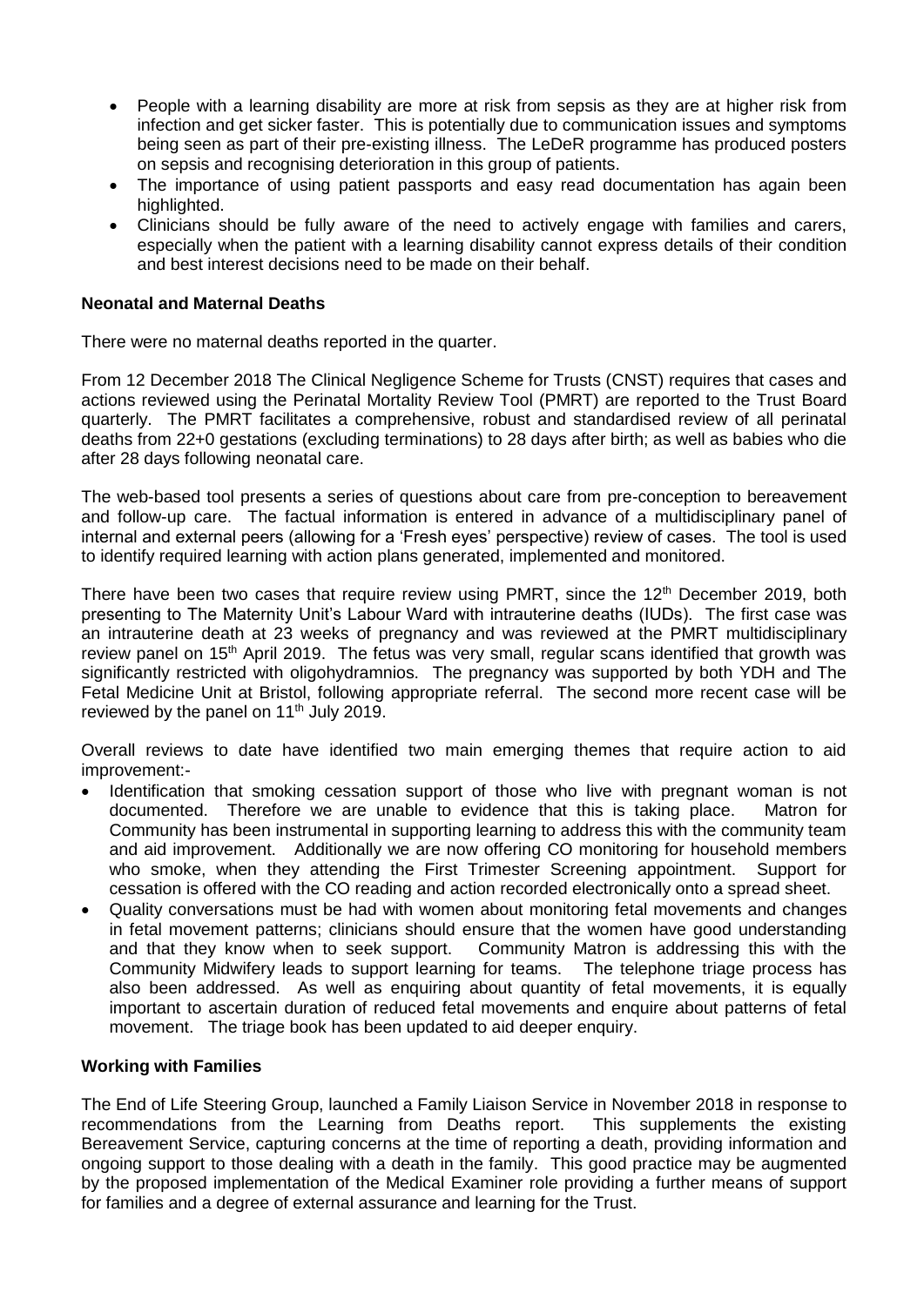- People with a learning disability are more at risk from sepsis as they are at higher risk from infection and get sicker faster. This is potentially due to communication issues and symptoms being seen as part of their pre-existing illness. The LeDeR programme has produced posters on sepsis and recognising deterioration in this group of patients.
- The importance of using patient passports and easy read documentation has again been highlighted.
- Clinicians should be fully aware of the need to actively engage with families and carers, especially when the patient with a learning disability cannot express details of their condition and best interest decisions need to be made on their behalf.

**Neonatal and Maternal Deaths**

There were no maternal deaths reported in the quarter.

From 12 December 2018 The Clinical Negligence Scheme for Trusts (CNST) requires that cases and actions reviewed using the Perinatal Mortality Review Tool (PMRT) are reported to the Trust Board quarterly. The PMRT facilitates a comprehensive, robust and standardised review of all perinatal deaths from 22+0 gestations (excluding terminations) to 28 days after birth; as well as babies who die after 28 days following neonatal care.

The web-based tool presents a series of questions about care from pre-conception to bereavement and follow-up care. The factual information is entered in advance of a multidisciplinary panel of internal and external peers (allowing for a 'Fresh eyes' perspective) review of cases. The tool is used to identify required learning with action plans generated, implemented and monitored.

There have been two cases that require review using PMRT, since the 12th December 2019, both presenting to The Maternity Unit's Labour Ward with intrauterine deaths (IUDs). The first case was an intrauterine death at 23 weeks of pregnancy and was reviewed at the PMRT multidisciplinary review panel on 15th April 2019. The fetus was very small, regular scans identified that growth was significantly restricted with oligohydramnios. The pregnancy was supported by both YDH and The Fetal Medicine Unit at Bristol, following appropriate referral. The second more recent case will be reviewed by the panel on 11th July 2019.

Overall reviews to date have identified two main emerging themes that require action to aid improvement:-

- Identification that smoking cessation support of those who live with pregnant woman is not documented. Therefore we are unable to evidence that this is taking place. Matron for Community has been instrumental in supporting learning to address this with the community team and aid improvement. Additionally we are now offering CO monitoring for household members who smoke, when they attending the First Trimester Screening appointment. Support for cessation is offered with the CO reading and action recorded electronically onto a spread sheet.
- Quality conversations must be had with women about monitoring fetal movements and changes in fetal movement patterns; clinicians should ensure that the women have good understanding and that they know when to seek support. Community Matron is addressing this with the Community Midwifery leads to support learning for teams. The telephone triage process has also been addressed. As well as enquiring about quantity of fetal movements, it is equally important to ascertain duration of reduced fetal movements and enquire about patterns of fetal movement. The triage book has been updated to aid deeper enquiry.

**Working with Families**

The End of Life Steering Group, launched a Family Liaison Service in November 2018 in response to recommendations from the Learning from Deaths report. This supplements the existing Bereavement Service, capturing concerns at the time of reporting a death, providing information and ongoing support to those dealing with a death in the family. This good practice may be augmented by the proposed implementation of the Medical Examiner role providing a further means of support for families and a degree of external assurance and learning for the Trust.